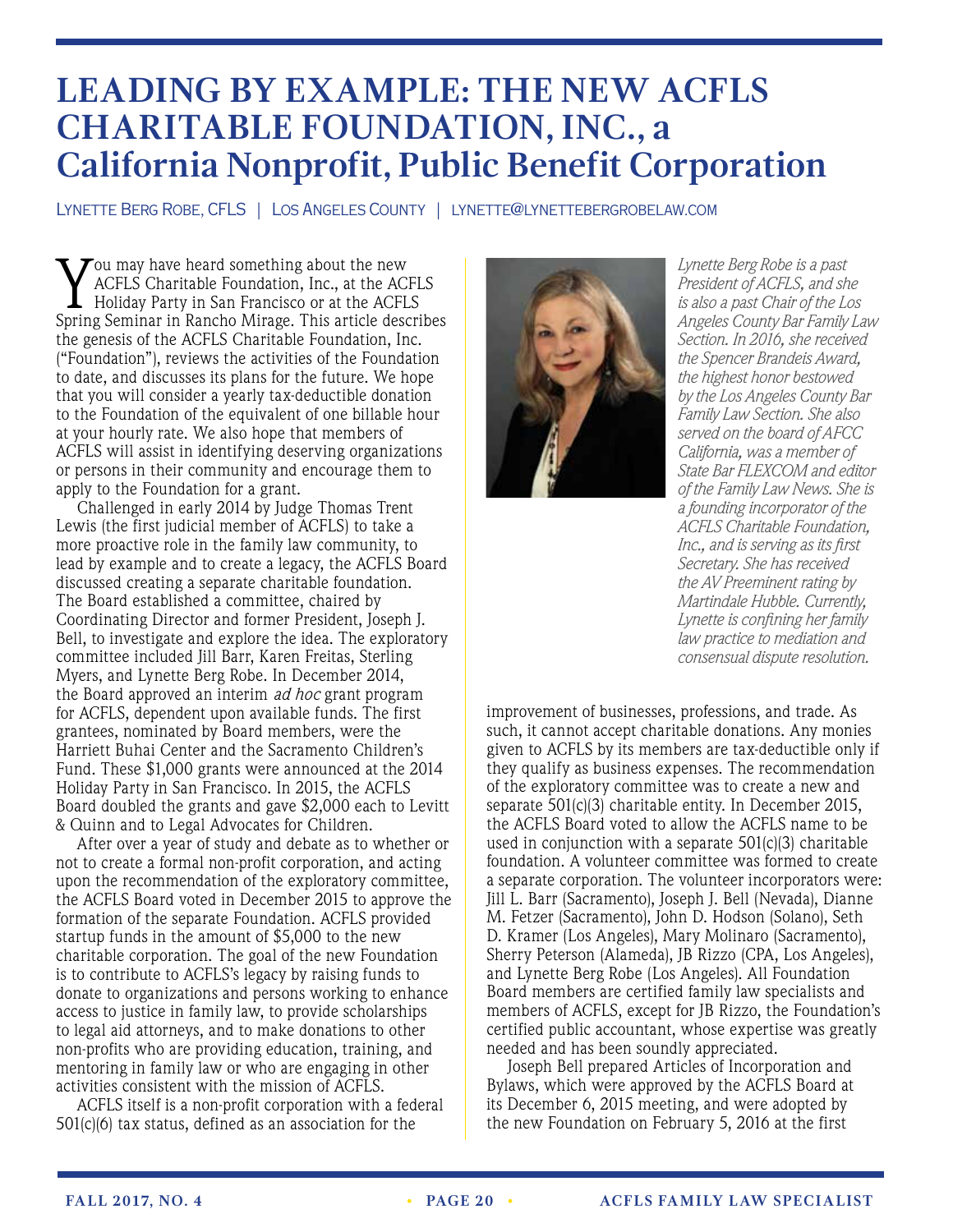# LEADING BY EXAMPLE: THE NEW ACFLS CHARITABLE FOUNDATION, INC., a California Nonprofit, Public Benefit Corporation

Lynette Berg Robe, CFLS | Los Angeles County | lynette@lynettebergrobelaw.com

You may have heard something about the new ACFLS Charitable Foundation, Inc., at the ACFLS Holiday Party in San Francisco or at the ACFLS Spring Seminar in Rancho Mirage. This article describes the genesis of the ACFLS Charitable Foundation, Inc. ("Foundation"), reviews the activities of the Foundation to date, and discusses its plans for the future. We hope that you will consider a yearly tax-deductible donation to the Foundation of the equivalent of one billable hour at your hourly rate. We also hope that members of ACFLS will assist in identifying deserving organizations or persons in their community and encourage them to apply to the Foundation for a grant.

Challenged in early 2014 by Judge Thomas Trent Lewis (the first judicial member of ACFLS) to take a more proactive role in the family law community, to lead by example and to create a legacy, the ACFLS Board discussed creating a separate charitable foundation. The Board established a committee, chaired by Coordinating Director and former President, Joseph J. Bell, to investigate and explore the idea. The exploratory committee included Jill Barr, Karen Freitas, Sterling Myers, and Lynette Berg Robe. In December 2014, the Board approved an interim *ad hoc* grant program for ACFLS, dependent upon available funds. The first grantees, nominated by Board members, were the Harriett Buhai Center and the Sacramento Children's Fund. These $1,000 grants were announced at the 2014 Holiday Party in San Francisco. In 2015, the ACFLS Board doubled the grants and gave $2,000 each to Levitt & Quinn and to Legal Advocates for Children.

After over a year of study and debate as to whether or not to create a formal non-profit corporation, and acting upon the recommendation of the exploratory committee, the ACFLS Board voted in December 2015 to approve the formation of the separate Foundation. ACFLS provided startup funds in the amount of $5,000 to the new charitable corporation. The goal of the new Foundation is to contribute to ACFLS's legacy by raising funds to donate to organizations and persons working to enhance access to justice in family law, to provide scholarships to legal aid attorneys, and to make donations to other non-profits who are providing education, training, and mentoring in family law or who are engaging in other activities consistent with the mission of ACFLS.

ACFLS itself is a non-profit corporation with a federal 501(c)(6) tax status, defined as an association for the improvement of businesses, professions, and trade. As such, it cannot accept charitable donations. Any monies given to ACFLS by its members are tax-deductible only if they qualify as business expenses. The recommendation of the exploratory committee was to create a new and separate 501(c)(3) charitable entity. In December 2015, the ACFLS Board voted to allow the ACFLS name to be used in conjunction with a separate 501(c)(3) charitable foundation. A volunteer committee was formed to create a separate corporation. The volunteer incorporators were: Jill L. Barr (Sacramento), Joseph J. Bell (Nevada), Dianne M. Fetzer (Sacramento), John D. Hodson (Solano), Seth D. Kramer (Los Angeles), Mary Molinaro (Sacramento), Sherry Peterson (Alameda), JB Rizzo (CPA, Los Angeles), and Lynette Berg Robe (Los Angeles). All Foundation Board members are certified family law specialists and members of ACFLS, except for JB Rizzo, the Foundation's certified public accountant, whose expertise was greatly needed and has been soundly appreciated.

Joseph Bell prepared Articles of Incorporation and Bylaws, which were approved by the ACFLS Board at its December 6, 2015 meeting, and were adopted by the new Foundation on February 5, 2016 at the first

*Lynette Berg Robe is a past President of ACFLS, and she is also a past Chair of the Los Angeles County Bar Family Law Section. In 2016, she received the Spencer Brandeis Award, the highest honor bestowed by the Los Angeles County Bar Family Law Section. She also served on the board of AFCC California, was a member of State Bar FLEXCOM and editor of the Family Law News. She is a founding incorporator of the ACFLS Charitable Foundation, Inc., and is serving as its first Secretary. She has received the AV Preeminent rating by Martindale Hubble. Currently, Lynette is confining her family law practice to mediation and consensual dispute resolution.*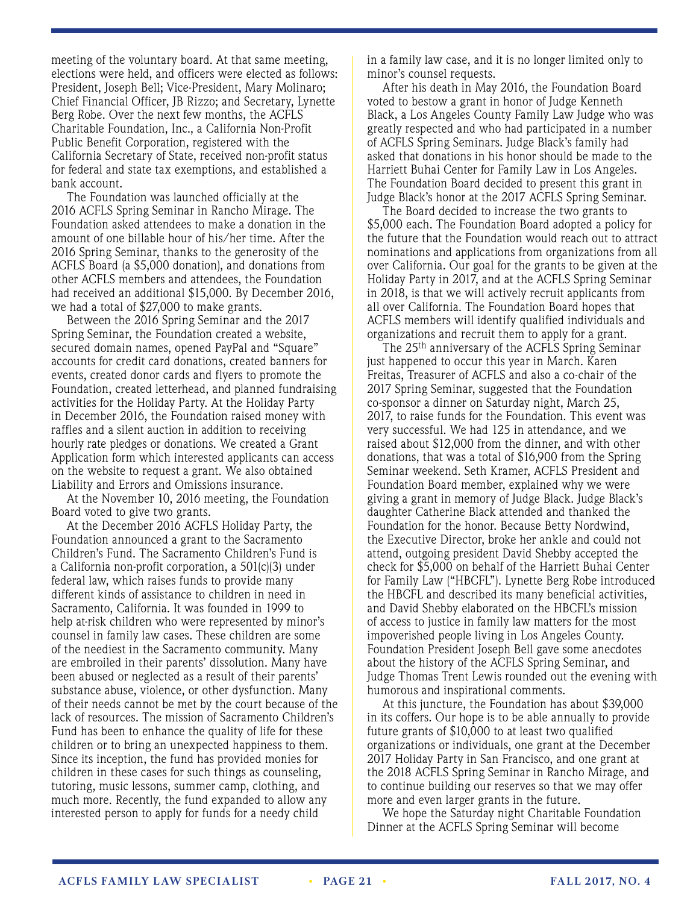meeting of the voluntary board. At that same meeting, elections were held, and officers were elected as follows: President, Joseph Bell; Vice-President, Mary Molinaro; Chief Financial Officer, JB Rizzo; and Secretary, Lynette Berg Robe. Over the next few months, the ACFLS Charitable Foundation, Inc., a California Non-Profit Public Benefit Corporation, registered with the California Secretary of State, received non-profit status for federal and state tax exemptions, and established a bank account.

The Foundation was launched officially at the 2016 ACFLS Spring Seminar in Rancho Mirage. The Foundation asked attendees to make a donation in the amount of one billable hour of his/her time. After the 2016 Spring Seminar, thanks to the generosity of the ACFLS Board (a $5,000 donation), and donations from other ACFLS members and attendees, the Foundation had received an additional $15,000. By December 2016, we had a total of $27,000 to make grants.

Between the 2016 Spring Seminar and the 2017 Spring Seminar, the Foundation created a website, secured domain names, opened PayPal and "Square" accounts for credit card donations, created banners for events, created donor cards and flyers to promote the Foundation, created letterhead, and planned fundraising activities for the Holiday Party. At the Holiday Party in December 2016, the Foundation raised money with raffles and a silent auction in addition to receiving hourly rate pledges or donations. We created a Grant Application form which interested applicants can access on the website to request a grant. We also obtained Liability and Errors and Omissions insurance.

At the November 10, 2016 meeting, the Foundation Board voted to give two grants.

At the December 2016 ACFLS Holiday Party, the Foundation announced a grant to the Sacramento Children's Fund. The Sacramento Children's Fund is a California non-profit corporation, a 501(c)(3) under federal law, which raises funds to provide many different kinds of assistance to children in need in Sacramento, California. It was founded in 1999 to help at-risk children who were represented by minor's counsel in family law cases. These children are some of the neediest in the Sacramento community. Many are embroiled in their parents' dissolution. Many have been abused or neglected as a result of their parents' substance abuse, violence, or other dysfunction. Many of their needs cannot be met by the court because of the lack of resources. The mission of Sacramento Children's Fund has been to enhance the quality of life for these children or to bring an unexpected happiness to them. Since its inception, the fund has provided monies for children in these cases for such things as counseling, tutoring, music lessons, summer camp, clothing, and much more. Recently, the fund expanded to allow any interested person to apply for funds for a needy child in a family law case, and it is no longer limited only to minor's counsel requests.

After his death in May 2016, the Foundation Board voted to bestow a grant in honor of Judge Kenneth Black, a Los Angeles County Family Law Judge who was greatly respected and who had participated in a number of ACFLS Spring Seminars. Judge Black's family had asked that donations in his honor should be made to the Harriett Buhai Center for Family Law in Los Angeles. The Foundation Board decided to present this grant in Judge Black's honor at the 2017 ACFLS Spring Seminar.

The Board decided to increase the two grants to $5,000 each. The Foundation Board adopted a policy for the future that the Foundation would reach out to attract nominations and applications from organizations from all over California. Our goal for the grants to be given at the Holiday Party in 2017, and at the ACFLS Spring Seminar in 2018, is that we will actively recruit applicants from all over California. The Foundation Board hopes that ACFLS members will identify qualified individuals and organizations and recruit them to apply for a grant.

The 25th anniversary of the ACFLS Spring Seminar just happened to occur this year in March. Karen Freitas, Treasurer of ACFLS and also a co-chair of the 2017 Spring Seminar, suggested that the Foundation co-sponsor a dinner on Saturday night, March 25, 2017, to raise funds for the Foundation. This event was very successful. We had 125 in attendance, and we raised about $12,000 from the dinner, and with other donations, that was a total of $16,900 from the Spring Seminar weekend. Seth Kramer, ACFLS President and Foundation Board member, explained why we were giving a grant in memory of Judge Black. Judge Black's daughter Catherine Black attended and thanked the Foundation for the honor. Because Betty Nordwind, the Executive Director, broke her ankle and could not attend, outgoing president David Shebby accepted the check for $5,000 on behalf of the Harriett Buhai Center for Family Law ("HBCFL"). Lynette Berg Robe introduced the HBCFL and described its many beneficial activities, and David Shebby elaborated on the HBCFL's mission of access to justice in family law matters for the most impoverished people living in Los Angeles County. Foundation President Joseph Bell gave some anecdotes about the history of the ACFLS Spring Seminar, and Judge Thomas Trent Lewis rounded out the evening with humorous and inspirational comments.

At this juncture, the Foundation has about $39,000 in its coffers. Our hope is to be able annually to provide future grants of $10,000 to at least two qualified organizations or individuals, one grant at the December 2017 Holiday Party in San Francisco, and one grant at the 2018 ACFLS Spring Seminar in Rancho Mirage, and to continue building our reserves so that we may offer more and even larger grants in the future.

We hope the Saturday night Charitable Foundation Dinner at the ACFLS Spring Seminar will become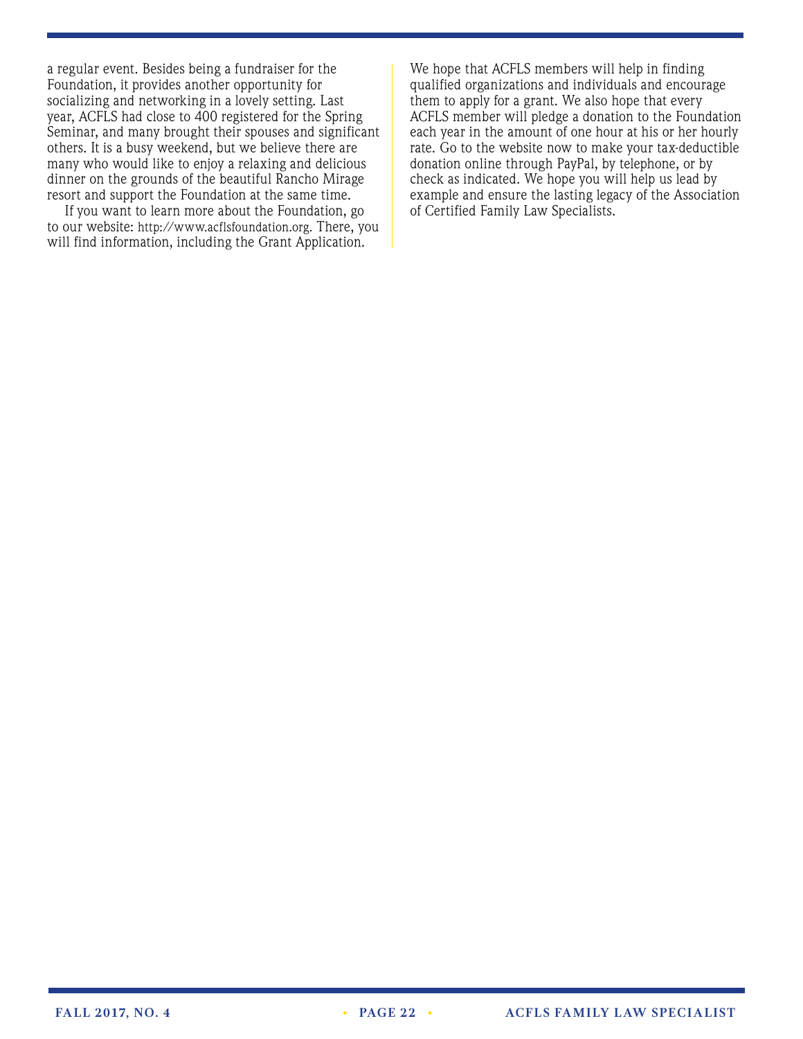a regular event. Besides being a fundraiser for the Foundation, it provides another opportunity for socializing and networking in a lovely setting. Last year, ACFLS had close to 400 registered for the Spring Seminar, and many brought their spouses and significant others. It is a busy weekend, but we believe there are many who would like to enjoy a relaxing and delicious dinner on the grounds of the beautiful Rancho Mirage resort and support the Foundation at the same time.

If you want to learn more about the Foundation, go to our website: http://www.acflsfoundation.org. There, you will find information, including the Grant Application. We hope that ACFLS members will help in finding qualified organizations and individuals and encourage them to apply for a grant. We also hope that every ACFLS member will pledge a donation to the Foundation each year in the amount of one hour at his or her hourly rate. Go to the website now to make your tax-deductible donation online through PayPal, by telephone, or by check as indicated. We hope you will help us lead by example and ensure the lasting legacy of the Association of Certified Family Law Specialists.